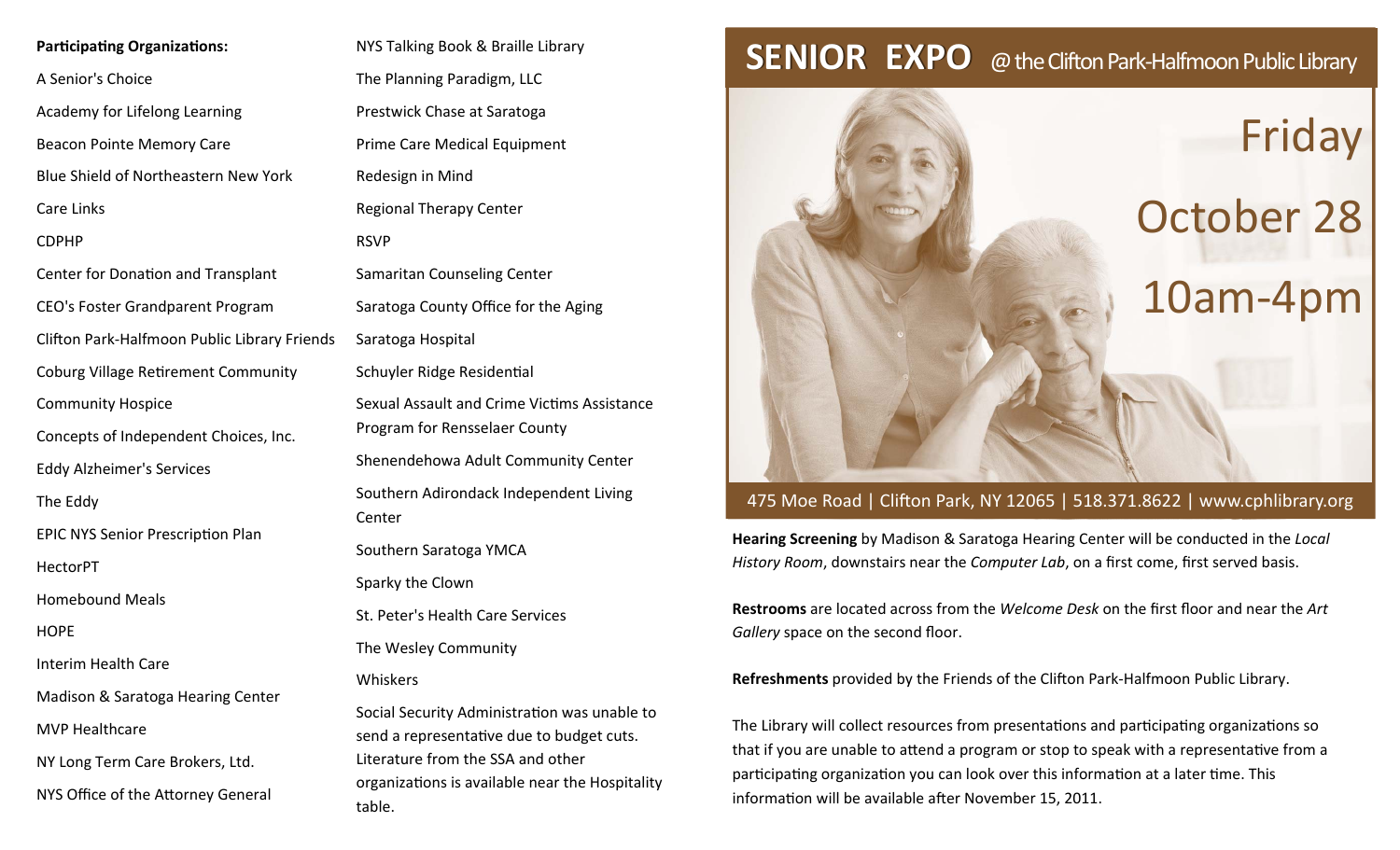# SENIOR EXPO @ the Clifton Park-Halfmoon Public Library

Friday

October 28

10am-4pm

475 Moe Road | Clifton Park, NY 12065 | 518.371.8622 | www.cphlibrary.org

**Hearing Screening** by Madison & Saratoga Hearing Center will be conducted in the *Local History Room*, downstairs near the *Computer Lab*, on a first come, first served basis.

**Restrooms** are located across from the *Welcome Desk* on the first floor and near the *Art Gallery* space on the second floor.

**Refreshments** provided by the Friends of the Clifton Park-Halfmoon Public Library.

The Library will collect resources from presentations and participating organizations so that if you are unable to attend a program or stop to speak with a representative from a participating organization you can look over this information at a later time. This information will be available after November 15, 2011.

**Participating Organizations:**

A Senior's Choice

Academy for Lifelong Learning

Beacon Pointe Memory Care

Blue Shield of Northeastern New York

Care Links

CDPHP

Center for Donation and Transplant

CEO's Foster Grandparent Program

Clifton Park-Halfmoon Public Library Friends

Coburg Village Retirement Community

Community Hospice

Concepts of Independent Choices, Inc.

Eddy Alzheimer's Services

The Eddy

EPIC NYS Senior Prescription Plan

HectorPT

Homebound Meals

HOPE

Interim Health Care

Madison & Saratoga Hearing Center

MVP Healthcare

NY Long Term Care Brokers, Ltd.

NYS Office of the Attorney General

NYS Talking Book & Braille Library

The Planning Paradigm, LLC

Prestwick Chase at Saratoga

Prime Care Medical Equipment

Redesign in Mind

Regional Therapy Center

RSVP

Samaritan Counseling Center

Saratoga County Office for the Aging

Saratoga Hospital

Schuyler Ridge Residential

Sexual Assault and Crime Victims Assistance Program for Rensselaer County

Shenendehowa Adult Community Center

Southern Adirondack Independent Living Center

Southern Saratoga YMCA

Sparky the Clown

St. Peter's Health Care Services

The Wesley Community

Whiskers

Social Security Administration was unable to send a representative due to budget cuts. Literature from the SSA and other organizations is available near the Hospitality table.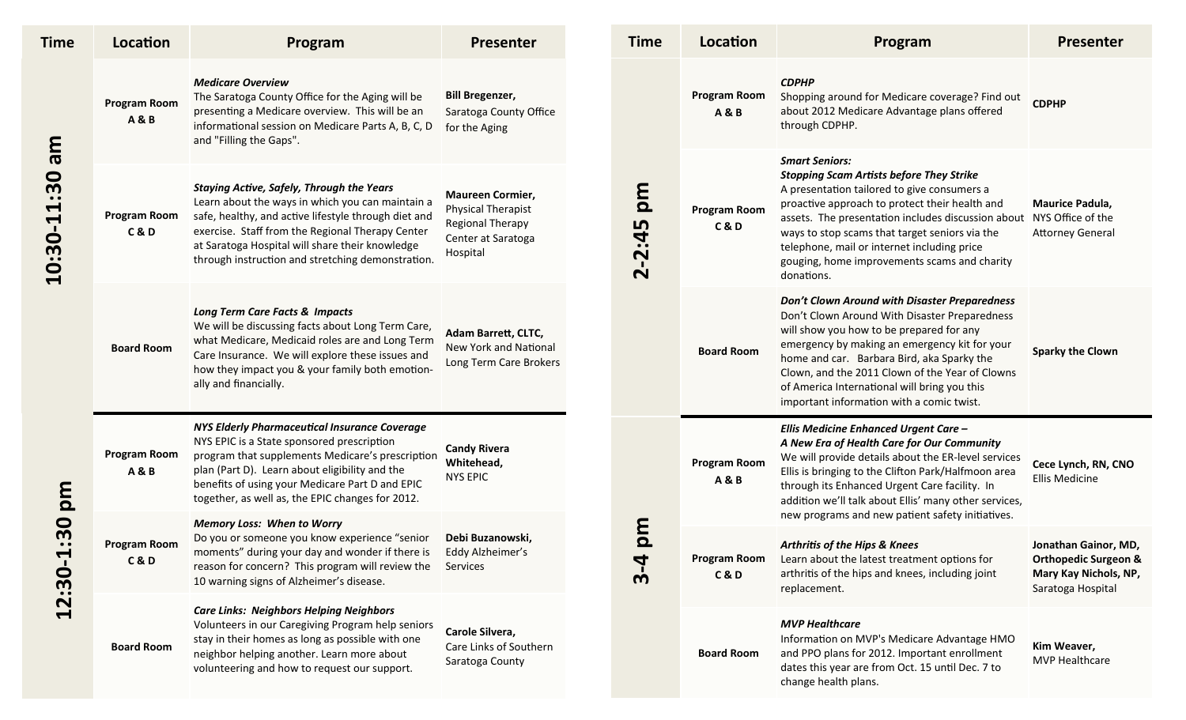| Time | Location | Program | Presenter |
|---|---|---|---|
| 10:30-11:30 am | **Program Room A & B** | ***Medicare Overview*** The Saratoga County Office for the Aging will be presenting a Medicare overview. This will be an informational session on Medicare Parts A, B, C, D and "Filling the Gaps". | **Bill Bregenzer,** Saratoga County Office for the Aging |
| | **Program Room C & D** | ***Staying Active, Safely, Through the Years*** Learn about the ways in which you can maintain a safe, healthy, and active lifestyle through diet and exercise. Staff from the Regional Therapy Center at Saratoga Hospital will share their knowledge through instruction and stretching demonstration. | **Maureen Cormier,** Physical Therapist Regional Therapy Center at Saratoga Hospital |
| | **Board Room** | ***Long Term Care Facts & Impacts*** We will be discussing facts about Long Term Care, what Medicare, Medicaid roles are and Long Term Care Insurance. We will explore these issues and how they impact you & your family both emotionally and financially. | **Adam Barrett, CLTC,** New York and National Long Term Care Brokers |
| 12:30-1:30 pm | **Program Room A & B** | ***NYS Elderly Pharmaceutical Insurance Coverage*** NYS EPIC is a State sponsored prescription program that supplements Medicare's prescription plan (Part D). Learn about eligibility and the benefits of using your Medicare Part D and EPIC together, as well as, the EPIC changes for 2012. | **Candy Rivera Whitehead,** NYS EPIC |
| | **Program Room C & D** | ***Memory Loss: When to Worry*** Do you or someone you know experience "senior moments" during your day and wonder if there is reason for concern? This program will review the 10 warning signs of Alzheimer's disease. | **Debi Buzanowski,** Eddy Alzheimer's Services |
| | **Board Room** | ***Care Links: Neighbors Helping Neighbors*** Volunteers in our Caregiving Program help seniors stay in their homes as long as possible with one neighbor helping another. Learn more about volunteering and how to request our support. | **Carole Silvera,** Care Links of Southern Saratoga County |

| Time | Location | Program | Presenter |
|---|---|---|---|
| 2-2:45 pm | **Program Room A & B** | ***CDPHP*** Shopping around for Medicare coverage? Find out about 2012 Medicare Advantage plans offered through CDPHP. | **CDPHP** |
| | **Program Room C & D** | ***Smart Seniors: Stopping Scam Artists before They Strike*** A presentation tailored to give consumers a proactive approach to protect their health and assets. The presentation includes discussion about ways to stop scams that target seniors via the telephone, mail or internet including price gouging, home improvements scams and charity donations. | **Maurice Padula,** NYS Office of the Attorney General |
| | **Board Room** | ***Don't Clown Around with Disaster Preparedness*** Don't Clown Around With Disaster Preparedness will show you how to be prepared for any emergency by making an emergency kit for your home and car. Barbara Bird, aka Sparky the Clown, and the 2011 Clown of the Year of Clowns of America International will bring you this important information with a comic twist. | **Sparky the Clown** |
| 3-4 pm | **Program Room A & B** | ***Ellis Medicine Enhanced Urgent Care – A New Era of Health Care for Our Community*** We will provide details about the ER-level services Ellis is bringing to the Clifton Park/Halfmoon area through its Enhanced Urgent Care facility. In addition we'll talk about Ellis' many other services, new programs and new patient safety initiatives. | **Cece Lynch, RN, CNO** Ellis Medicine |
| | **Program Room C & D** | ***Arthritis of the Hips & Knees*** Learn about the latest treatment options for arthritis of the hips and knees, including joint replacement. | **Jonathan Gainor, MD, Orthopedic Surgeon & Mary Kay Nichols, NP,** Saratoga Hospital |
| | **Board Room** | ***MVP Healthcare*** Information on MVP's Medicare Advantage HMO and PPO plans for 2012. Important enrollment dates this year are from Oct. 15 until Dec. 7 to change health plans. | **Kim Weaver,** MVP Healthcare |